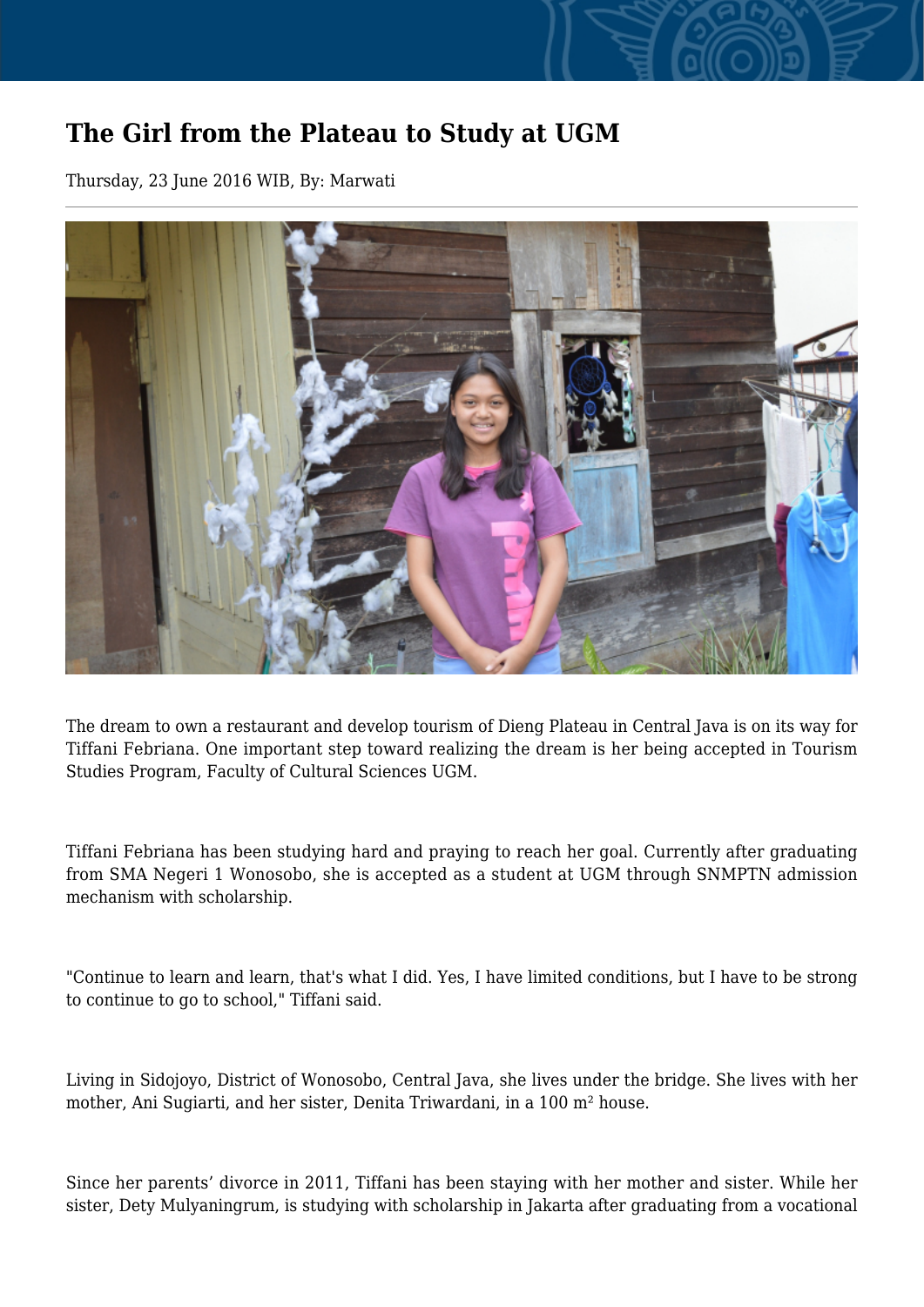# The Girl from the Plateau to Study at UGM

Thursday, 23 June 2016 WIB, By: Marwati

The dream to own a restaurant and develop tourism of Dieng Plateau in Central Java is on its way for Tiffani Febriana. One important step toward realizing the dream is her being accepted in Tourism Studies Program, Faculty of Cultural Sciences UGM.

Tiffani Febriana has been studying hard and praying to reach her goal. Currently after graduating from SMA Negeri 1 Wonosobo, she is accepted as a student at UGM through SNMPTN admission mechanism with scholarship.

"Continue to learn and learn, that's what I did. Yes, I have limited conditions, but I have to be strong to continue to go to school," Tiffani said.

Living in Sidojoyo, District of Wonosobo, Central Java, she lives under the bridge. She lives with her mother, Ani Sugiarti, and her sister, Denita Triwardani, in a 100 $m^2$ house.

Since her parents' divorce in 2011, Tiffani has been staying with her mother and sister. While her sister, Dety Mulyaningrum, is studying with scholarship in Jakarta after graduating from a vocational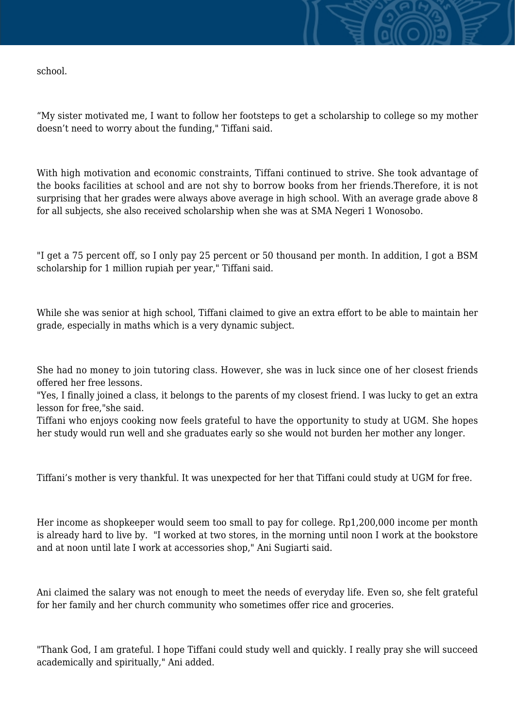school.

“My sister motivated me, I want to follow her footsteps to get a scholarship to college so my mother doesn’t need to worry about the funding," Tiffani said.

With high motivation and economic constraints, Tiffani continued to strive. She took advantage of the books facilities at school and are not shy to borrow books from her friends.Therefore, it is not surprising that her grades were always above average in high school. With an average grade above 8 for all subjects, she also received scholarship when she was at SMA Negeri 1 Wonosobo.

"I get a 75 percent off, so I only pay 25 percent or 50 thousand per month. In addition, I got a BSM scholarship for 1 million rupiah per year," Tiffani said.

While she was senior at high school, Tiffani claimed to give an extra effort to be able to maintain her grade, especially in maths which is a very dynamic subject.

She had no money to join tutoring class. However, she was in luck since one of her closest friends offered her free lessons.
"Yes, I finally joined a class, it belongs to the parents of my closest friend. I was lucky to get an extra lesson for free,"she said.
Tiffani who enjoys cooking now feels grateful to have the opportunity to study at UGM. She hopes her study would run well and she graduates early so she would not burden her mother any longer.

Tiffani’s mother is very thankful. It was unexpected for her that Tiffani could study at UGM for free.

Her income as shopkeeper would seem too small to pay for college. Rp1,200,000 income per month is already hard to live by. "I worked at two stores, in the morning until noon I work at the bookstore and at noon until late I work at accessories shop," Ani Sugiarti said.

Ani claimed the salary was not enough to meet the needs of everyday life. Even so, she felt grateful for her family and her church community who sometimes offer rice and groceries.

"Thank God, I am grateful. I hope Tiffani could study well and quickly. I really pray she will succeed academically and spiritually," Ani added.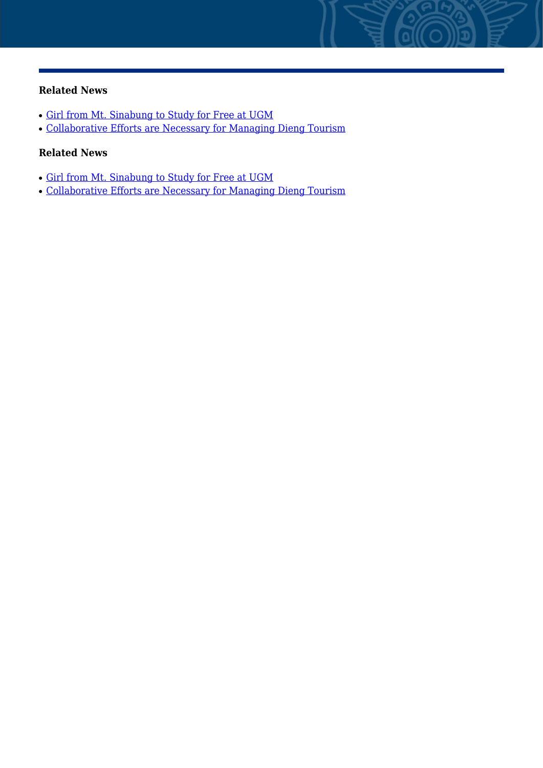**Related News**

- Girl from Mt. Sinabung to Study for Free at UGM
- Collaborative Efforts are Necessary for Managing Dieng Tourism

**Related News**

- Girl from Mt. Sinabung to Study for Free at UGM
- Collaborative Efforts are Necessary for Managing Dieng Tourism